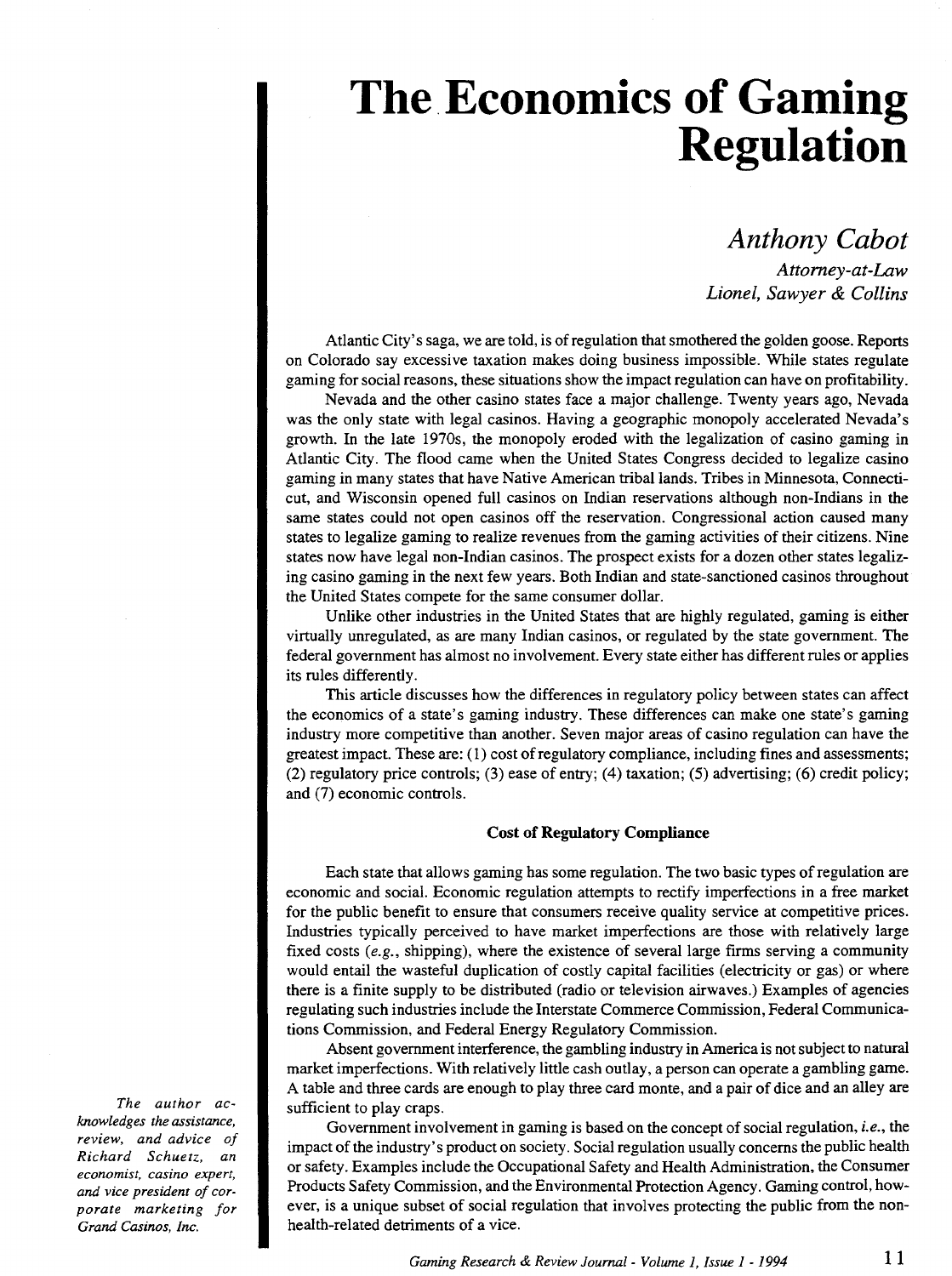# The Economics of Gaming Regulation

*Anthony Cabot*

*Attorney-at-Law*
*Lionel, Sawyer & Collins*

*The author acknowledges the assistance, review, and advice of Richard Schuetz, an economist, casino expert, and vice president of corporate marketing for Grand Casinos, Inc.*

Atlantic City's saga, we are told, is of regulation that smothered the golden goose. Reports on Colorado say excessive taxation makes doing business impossible. While states regulate gaming for social reasons, these situations show the impact regulation can have on profitability.

Nevada and the other casino states face a major challenge. Twenty years ago, Nevada was the only state with legal casinos. Having a geographic monopoly accelerated Nevada's growth. In the late 1970s, the monopoly eroded with the legalization of casino gaming in Atlantic City. The flood came when the United States Congress decided to legalize casino gaming in many states that have Native American tribal lands. Tribes in Minnesota, Connecticut, and Wisconsin opened full casinos on Indian reservations although non-Indians in the same states could not open casinos off the reservation. Congressional action caused many states to legalize gaming to realize revenues from the gaming activities of their citizens. Nine states now have legal non-Indian casinos. The prospect exists for a dozen other states legalizing casino gaming in the next few years. Both Indian and state-sanctioned casinos throughout the United States compete for the same consumer dollar.

Unlike other industries in the United States that are highly regulated, gaming is either virtually unregulated, as are many Indian casinos, or regulated by the state government. The federal government has almost no involvement. Every state either has different rules or applies its rules differently.

This article discusses how the differences in regulatory policy between states can affect the economics of a state's gaming industry. These differences can make one state's gaming industry more competitive than another. Seven major areas of casino regulation can have the greatest impact. These are: (1) cost of regulatory compliance, including fines and assessments; (2) regulatory price controls; (3) ease of entry; (4) taxation; (5) advertising; (6) credit policy; and (7) economic controls.

### Cost of Regulatory Compliance

Each state that allows gaming has some regulation. The two basic types of regulation are economic and social. Economic regulation attempts to rectify imperfections in a free market for the public benefit to ensure that consumers receive quality service at competitive prices. Industries typically perceived to have market imperfections are those with relatively large fixed costs (*e.g.*, shipping), where the existence of several large firms serving a community would entail the wasteful duplication of costly capital facilities (electricity or gas) or where there is a finite supply to be distributed (radio or television airwaves.) Examples of agencies regulating such industries include the Interstate Commerce Commission, Federal Communications Commission, and Federal Energy Regulatory Commission.

Absent government interference, the gambling industry in America is not subject to natural market imperfections. With relatively little cash outlay, a person can operate a gambling game. A table and three cards are enough to play three card monte, and a pair of dice and an alley are sufficient to play craps.

Government involvement in gaming is based on the concept of social regulation, *i.e.*, the impact of the industry's product on society. Social regulation usually concerns the public health or safety. Examples include the Occupational Safety and Health Administration, the Consumer Products Safety Commission, and the Environmental Protection Agency. Gaming control, however, is a unique subset of social regulation that involves protecting the public from the non-health-related detriments of a vice.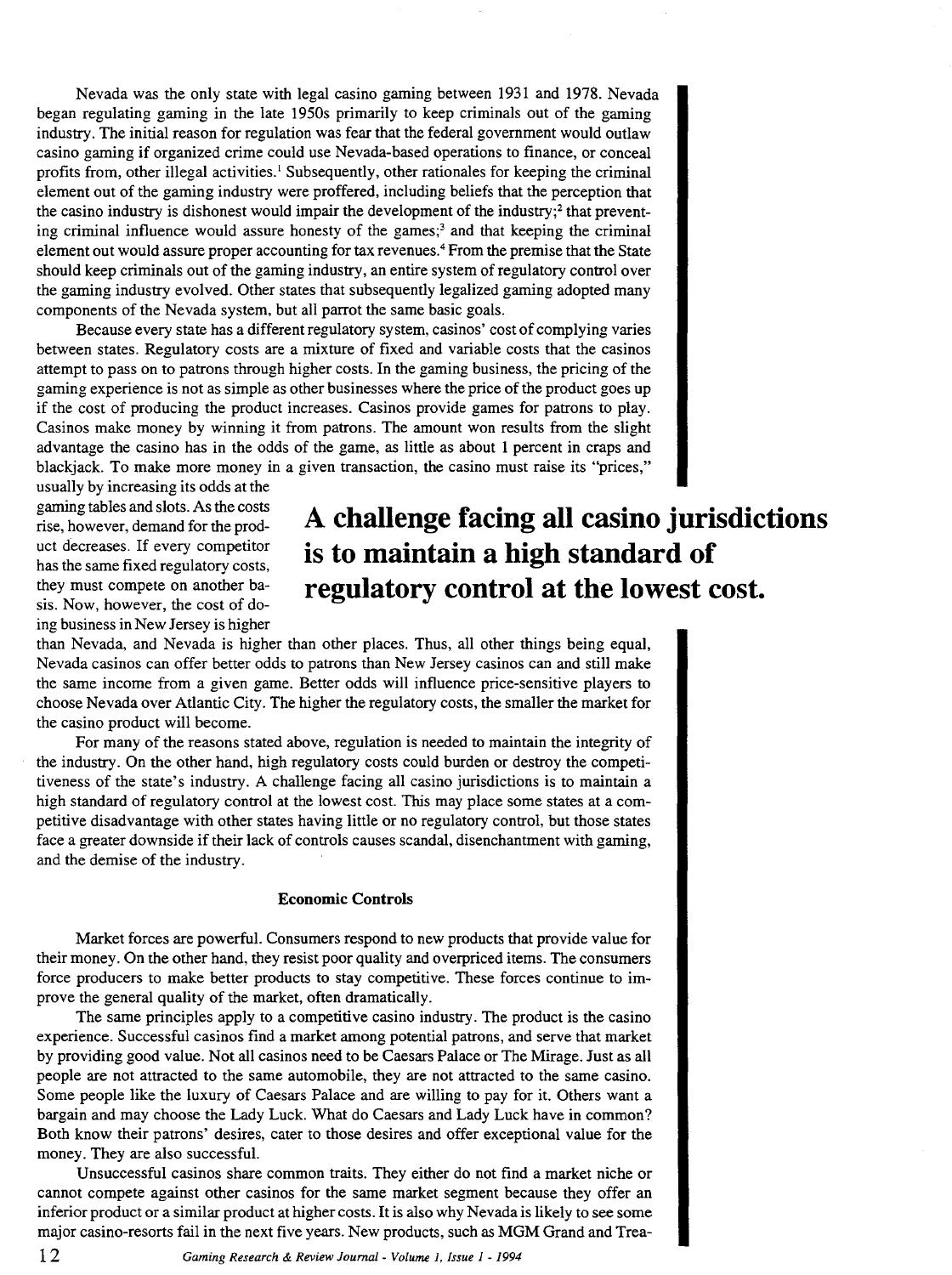Nevada was the only state with legal casino gaming between 1931 and 1978. Nevada began regulating gaming in the late 1950s primarily to keep criminals out of the gaming industry. The initial reason for regulation was fear that the federal government would outlaw casino gaming if organized crime could use Nevada-based operations to finance, or conceal profits from, other illegal activities.[1] Subsequently, other rationales for keeping the criminal element out of the gaming industry were proffered, including beliefs that the perception that the casino industry is dishonest would impair the development of the industry;[2] that preventing criminal influence would assure honesty of the games;[3] and that keeping the criminal element out would assure proper accounting for tax revenues.[4] From the premise that the State should keep criminals out of the gaming industry, an entire system of regulatory control over the gaming industry evolved. Other states that subsequently legalized gaming adopted many components of the Nevada system, but all parrot the same basic goals.

Because every state has a different regulatory system, casinos' cost of complying varies between states. Regulatory costs are a mixture of fixed and variable costs that the casinos attempt to pass on to patrons through higher costs. In the gaming business, the pricing of the gaming experience is not as simple as other businesses where the price of the product goes up if the cost of producing the product increases. Casinos provide games for patrons to play. Casinos make money by winning it from patrons. The amount won results from the slight advantage the casino has in the odds of the game, as little as about 1 percent in craps and blackjack. To make more money in a given transaction, the casino must raise its "prices," usually by increasing its odds at the gaming tables and slots. As the costs rise, however, demand for the product decreases. If every competitor has the same fixed regulatory costs, they must compete on another basis. Now, however, the cost of doing business in New Jersey is higher than Nevada, and Nevada is higher than other places. Thus, all other things being equal, Nevada casinos can offer better odds to patrons than New Jersey casinos can and still make the same income from a given game. Better odds will influence price-sensitive players to choose Nevada over Atlantic City. The higher the regulatory costs, the smaller the market for the casino product will become.

**A challenge facing all casino jurisdictions is to maintain a high standard of regulatory control at the lowest cost.**

For many of the reasons stated above, regulation is needed to maintain the integrity of the industry. On the other hand, high regulatory costs could burden or destroy the competitiveness of the state's industry. A challenge facing all casino jurisdictions is to maintain a high standard of regulatory control at the lowest cost. This may place some states at a competitive disadvantage with other states having little or no regulatory control, but those states face a greater downside if their lack of controls causes scandal, disenchantment with gaming, and the demise of the industry.

### Economic Controls

Market forces are powerful. Consumers respond to new products that provide value for their money. On the other hand, they resist poor quality and overpriced items. The consumers force producers to make better products to stay competitive. These forces continue to improve the general quality of the market, often dramatically.

The same principles apply to a competitive casino industry. The product is the casino experience. Successful casinos find a market among potential patrons, and serve that market by providing good value. Not all casinos need to be Caesars Palace or The Mirage. Just as all people are not attracted to the same automobile, they are not attracted to the same casino. Some people like the luxury of Caesars Palace and are willing to pay for it. Others want a bargain and may choose the Lady Luck. What do Caesars and Lady Luck have in common? Both know their patrons' desires, cater to those desires and offer exceptional value for the money. They are also successful.

Unsuccessful casinos share common traits. They either do not find a market niche or cannot compete against other casinos for the same market segment because they offer an inferior product or a similar product at higher costs. It is also why Nevada is likely to see some major casino-resorts fail in the next five years. New products, such as MGM Grand and Trea-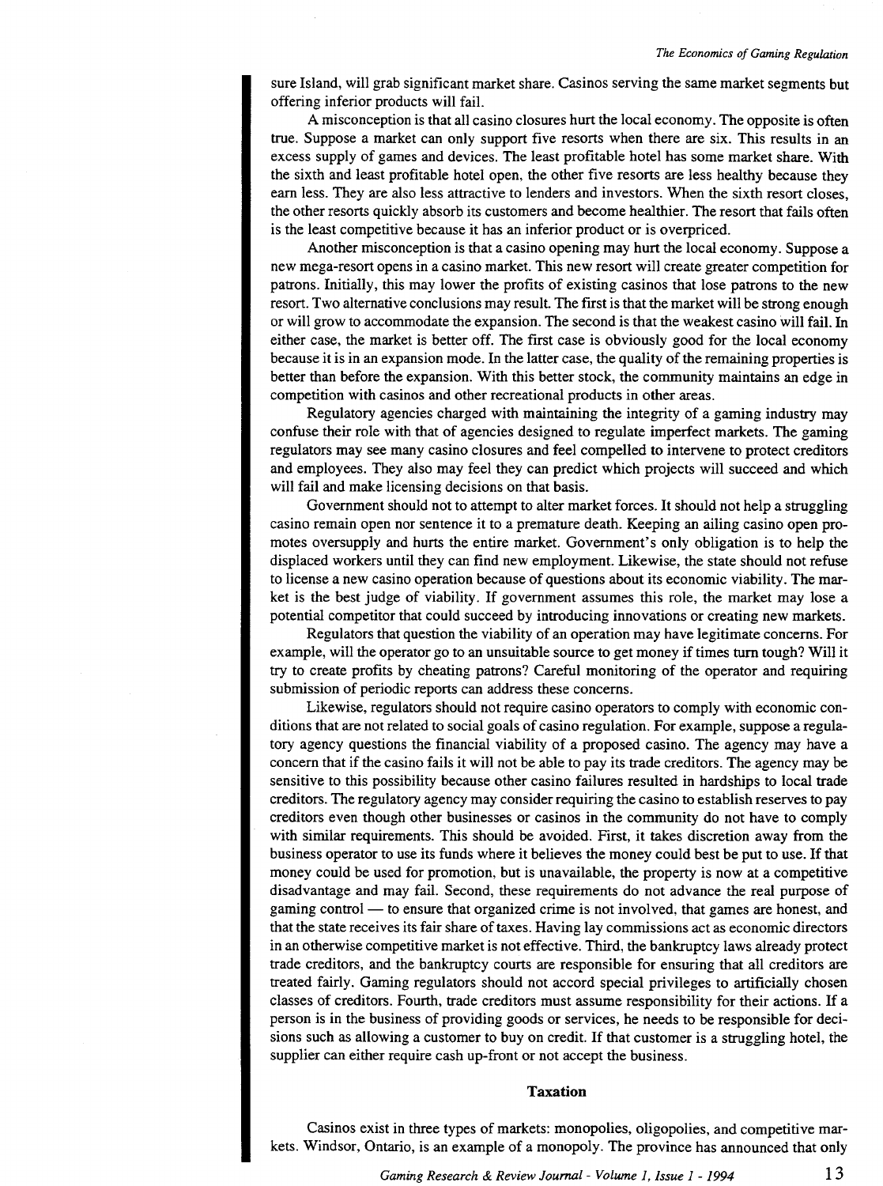sure Island, will grab significant market share. Casinos serving the same market segments but offering inferior products will fail.

A misconception is that all casino closures hurt the local economy. The opposite is often true. Suppose a market can only support five resorts when there are six. This results in an excess supply of games and devices. The least profitable hotel has some market share. With the sixth and least profitable hotel open, the other five resorts are less healthy because they earn less. They are also less attractive to lenders and investors. When the sixth resort closes, the other resorts quickly absorb its customers and become healthier. The resort that fails often is the least competitive because it has an inferior product or is overpriced.

Another misconception is that a casino opening may hurt the local economy. Suppose a new mega-resort opens in a casino market. This new resort will create greater competition for patrons. Initially, this may lower the profits of existing casinos that lose patrons to the new resort. Two alternative conclusions may result. The first is that the market will be strong enough or will grow to accommodate the expansion. The second is that the weakest casino will fail. In either case, the market is better off. The first case is obviously good for the local economy because it is in an expansion mode. In the latter case, the quality of the remaining properties is better than before the expansion. With this better stock, the community maintains an edge in competition with casinos and other recreational products in other areas.

Regulatory agencies charged with maintaining the integrity of a gaming industry may confuse their role with that of agencies designed to regulate imperfect markets. The gaming regulators may see many casino closures and feel compelled to intervene to protect creditors and employees. They also may feel they can predict which projects will succeed and which will fail and make licensing decisions on that basis.

Government should not to attempt to alter market forces. It should not help a struggling casino remain open nor sentence it to a premature death. Keeping an ailing casino open promotes oversupply and hurts the entire market. Government's only obligation is to help the displaced workers until they can find new employment. Likewise, the state should not refuse to license a new casino operation because of questions about its economic viability. The market is the best judge of viability. If government assumes this role, the market may lose a potential competitor that could succeed by introducing innovations or creating new markets.

Regulators that question the viability of an operation may have legitimate concerns. For example, will the operator go to an unsuitable source to get money if times turn tough? Will it try to create profits by cheating patrons? Careful monitoring of the operator and requiring submission of periodic reports can address these concerns.

Likewise, regulators should not require casino operators to comply with economic conditions that are not related to social goals of casino regulation. For example, suppose a regulatory agency questions the financial viability of a proposed casino. The agency may have a concern that if the casino fails it will not be able to pay its trade creditors. The agency may be sensitive to this possibility because other casino failures resulted in hardships to local trade creditors. The regulatory agency may consider requiring the casino to establish reserves to pay creditors even though other businesses or casinos in the community do not have to comply with similar requirements. This should be avoided. First, it takes discretion away from the business operator to use its funds where it believes the money could best be put to use. If that money could be used for promotion, but is unavailable, the property is now at a competitive disadvantage and may fail. Second, these requirements do not advance the real purpose of gaming control — to ensure that organized crime is not involved, that games are honest, and that the state receives its fair share of taxes. Having lay commissions act as economic directors in an otherwise competitive market is not effective. Third, the bankruptcy laws already protect trade creditors, and the bankruptcy courts are responsible for ensuring that all creditors are treated fairly. Gaming regulators should not accord special privileges to artificially chosen classes of creditors. Fourth, trade creditors must assume responsibility for their actions. If a person is in the business of providing goods or services, he needs to be responsible for decisions such as allowing a customer to buy on credit. If that customer is a struggling hotel, the supplier can either require cash up-front or not accept the business.

## Taxation

Casinos exist in three types of markets: monopolies, oligopolies, and competitive markets. Windsor, Ontario, is an example of a monopoly. The province has announced that only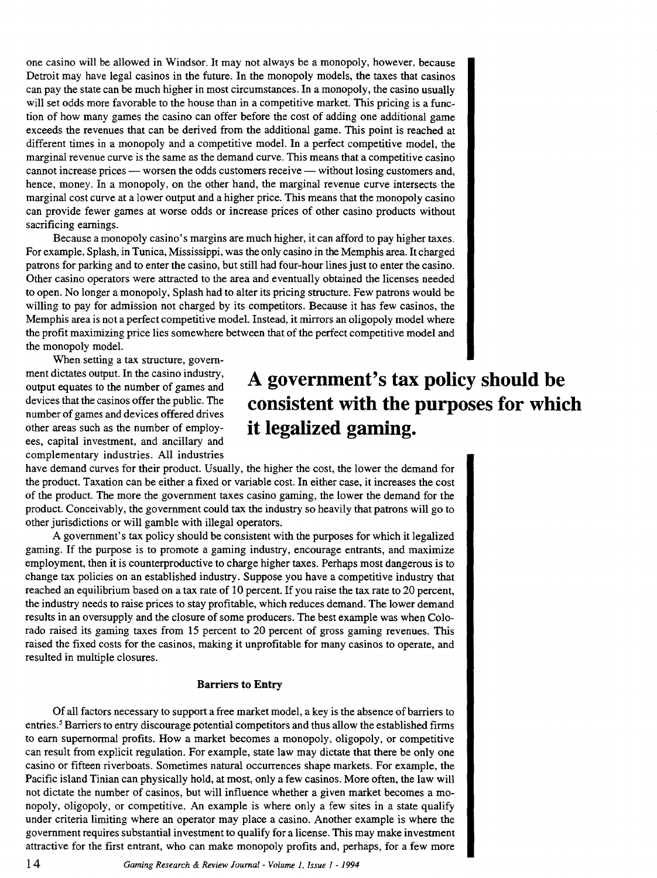one casino will be allowed in Windsor. It may not always be a monopoly, however, because Detroit may have legal casinos in the future. In the monopoly models, the taxes that casinos can pay the state can be much higher in most circumstances. In a monopoly, the casino usually will set odds more favorable to the house than in a competitive market. This pricing is a function of how many games the casino can offer before the cost of adding one additional game exceeds the revenues that can be derived from the additional game. This point is reached at different times in a monopoly and a competitive model. In a perfect competitive model, the marginal revenue curve is the same as the demand curve. This means that a competitive casino cannot increase prices — worsen the odds customers receive — without losing customers and, hence, money. In a monopoly, on the other hand, the marginal revenue curve intersects the marginal cost curve at a lower output and a higher price. This means that the monopoly casino can provide fewer games at worse odds or increase prices of other casino products without sacrificing earnings.

Because a monopoly casino's margins are much higher, it can afford to pay higher taxes. For example, Splash, in Tunica, Mississippi, was the only casino in the Memphis area. It charged patrons for parking and to enter the casino, but still had four-hour lines just to enter the casino. Other casino operators were attracted to the area and eventually obtained the licenses needed to open. No longer a monopoly, Splash had to alter its pricing structure. Few patrons would be willing to pay for admission not charged by its competitors. Because it has few casinos, the Memphis area is not a perfect competitive model. Instead, it mirrors an oligopoly model where the profit maximizing price lies somewhere between that of the perfect competitive model and the monopoly model.

When setting a tax structure, government dictates output. In the casino industry, output equates to the number of games and devices that the casinos offer the public. The number of games and devices offered drives other areas such as the number of employees, capital investment, and ancillary and complementary industries. All industries have demand curves for their product. Usually, the higher the cost, the lower the demand for the product. Taxation can be either a fixed or variable cost. In either case, it increases the cost of the product. The more the government taxes casino gaming, the lower the demand for the product. Conceivably, the government could tax the industry so heavily that patrons will go to other jurisdictions or will gamble with illegal operators.

**A government's tax policy should be consistent with the purposes for which it legalized gaming.**

A government's tax policy should be consistent with the purposes for which it legalized gaming. If the purpose is to promote a gaming industry, encourage entrants, and maximize employment, then it is counterproductive to charge higher taxes. Perhaps most dangerous is to change tax policies on an established industry. Suppose you have a competitive industry that reached an equilibrium based on a tax rate of 10 percent. If you raise the tax rate to 20 percent, the industry needs to raise prices to stay profitable, which reduces demand. The lower demand results in an oversupply and the closure of some producers. The best example was when Colorado raised its gaming taxes from 15 percent to 20 percent of gross gaming revenues. This raised the fixed costs for the casinos, making it unprofitable for many casinos to operate, and resulted in multiple closures.

### Barriers to Entry

Of all factors necessary to support a free market model, a key is the absence of barriers to entries.[5] Barriers to entry discourage potential competitors and thus allow the established firms to earn supernormal profits. How a market becomes a monopoly, oligopoly, or competitive can result from explicit regulation. For example, state law may dictate that there be only one casino or fifteen riverboats. Sometimes natural occurrences shape markets. For example, the Pacific island Tinian can physically hold, at most, only a few casinos. More often, the law will not dictate the number of casinos, but will influence whether a given market becomes a monopoly, oligopoly, or competitive. An example is where only a few sites in a state qualify under criteria limiting where an operator may place a casino. Another example is where the government requires substantial investment to qualify for a license. This may make investment attractive for the first entrant, who can make monopoly profits and, perhaps, for a few more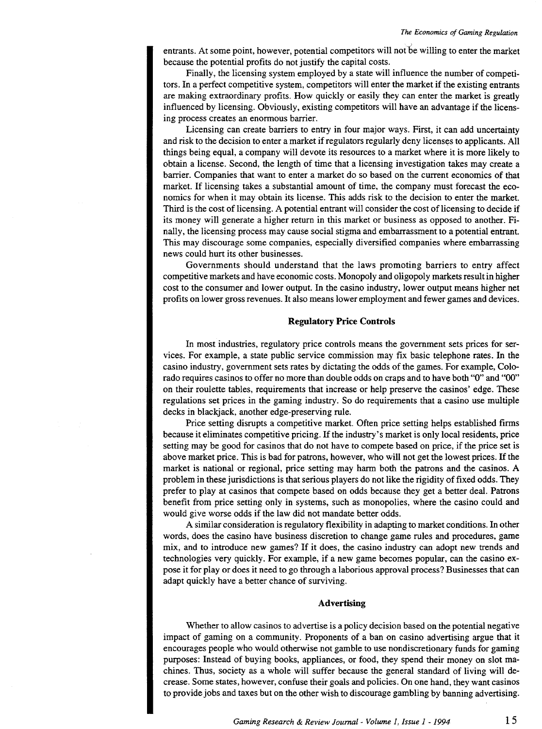entrants. At some point, however, potential competitors will not be willing to enter the market because the potential profits do not justify the capital costs.

Finally, the licensing system employed by a state will influence the number of competitors. In a perfect competitive system, competitors will enter the market if the existing entrants are making extraordinary profits. How quickly or easily they can enter the market is greatly influenced by licensing. Obviously, existing competitors will have an advantage if the licensing process creates an enormous barrier.

Licensing can create barriers to entry in four major ways. First, it can add uncertainty and risk to the decision to enter a market if regulators regularly deny licenses to applicants. All things being equal, a company will devote its resources to a market where it is more likely to obtain a license. Second, the length of time that a licensing investigation takes may create a barrier. Companies that want to enter a market do so based on the current economics of that market. If licensing takes a substantial amount of time, the company must forecast the economics for when it may obtain its license. This adds risk to the decision to enter the market. Third is the cost of licensing. A potential entrant will consider the cost of licensing to decide if its money will generate a higher return in this market or business as opposed to another. Finally, the licensing process may cause social stigma and embarrassment to a potential entrant. This may discourage some companies, especially diversified companies where embarrassing news could hurt its other businesses.

Governments should understand that the laws promoting barriers to entry affect competitive markets and have economic costs. Monopoly and oligopoly markets result in higher cost to the consumer and lower output. In the casino industry, lower output means higher net profits on lower gross revenues. It also means lower employment and fewer games and devices.

## Regulatory Price Controls

In most industries, regulatory price controls means the government sets prices for services. For example, a state public service commission may fix basic telephone rates. In the casino industry, government sets rates by dictating the odds of the games. For example, Colorado requires casinos to offer no more than double odds on craps and to have both "0" and "00" on their roulette tables, requirements that increase or help preserve the casinos' edge. These regulations set prices in the gaming industry. So do requirements that a casino use multiple decks in blackjack, another edge-preserving rule.

Price setting disrupts a competitive market. Often price setting helps established firms because it eliminates competitive pricing. If the industry's market is only local residents, price setting may be good for casinos that do not have to compete based on price, if the price set is above market price. This is bad for patrons, however, who will not get the lowest prices. If the market is national or regional, price setting may harm both the patrons and the casinos. A problem in these jurisdictions is that serious players do not like the rigidity of fixed odds. They prefer to play at casinos that compete based on odds because they get a better deal. Patrons benefit from price setting only in systems, such as monopolies, where the casino could and would give worse odds if the law did not mandate better odds.

A similar consideration is regulatory flexibility in adapting to market conditions. In other words, does the casino have business discretion to change game rules and procedures, game mix, and to introduce new games? If it does, the casino industry can adopt new trends and technologies very quickly. For example, if a new game becomes popular, can the casino expose it for play or does it need to go through a laborious approval process? Businesses that can adapt quickly have a better chance of surviving.

## Advertising

Whether to allow casinos to advertise is a policy decision based on the potential negative impact of gaming on a community. Proponents of a ban on casino advertising argue that it encourages people who would otherwise not gamble to use nondiscretionary funds for gaming purposes: Instead of buying books, appliances, or food, they spend their money on slot machines. Thus, society as a whole will suffer because the general standard of living will decrease. Some states, however, confuse their goals and policies. On one hand, they want casinos to provide jobs and taxes but on the other wish to discourage gambling by banning advertising.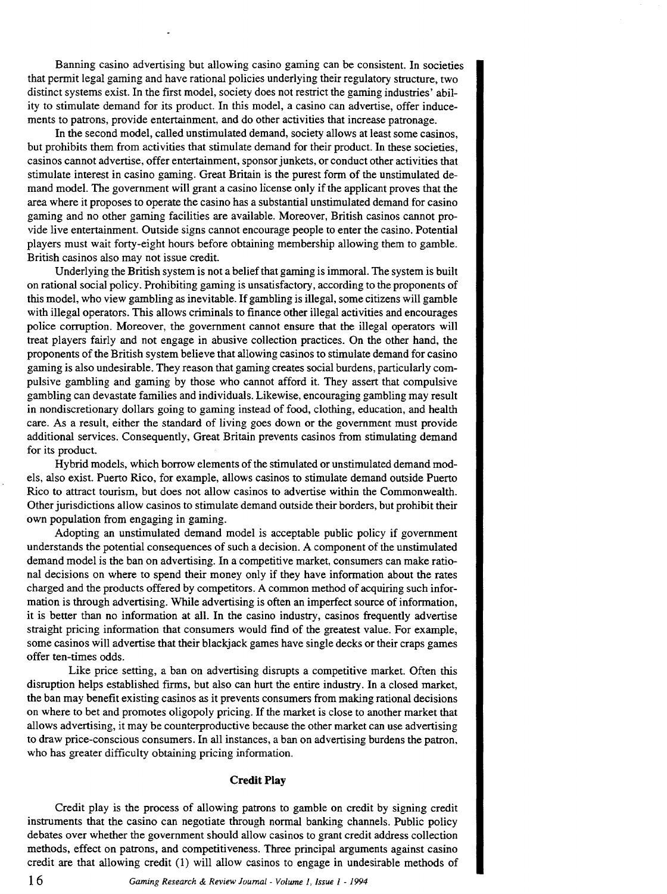Banning casino advertising but allowing casino gaming can be consistent. In societies that permit legal gaming and have rational policies underlying their regulatory structure, two distinct systems exist. In the first model, society does not restrict the gaming industries' ability to stimulate demand for its product. In this model, a casino can advertise, offer inducements to patrons, provide entertainment, and do other activities that increase patronage.

In the second model, called unstimulated demand, society allows at least some casinos, but prohibits them from activities that stimulate demand for their product. In these societies, casinos cannot advertise, offer entertainment, sponsor junkets, or conduct other activities that stimulate interest in casino gaming. Great Britain is the purest form of the unstimulated demand model. The government will grant a casino license only if the applicant proves that the area where it proposes to operate the casino has a substantial unstimulated demand for casino gaming and no other gaming facilities are available. Moreover, British casinos cannot provide live entertainment. Outside signs cannot encourage people to enter the casino. Potential players must wait forty-eight hours before obtaining membership allowing them to gamble. British casinos also may not issue credit.

Underlying the British system is not a belief that gaming is immoral. The system is built on rational social policy. Prohibiting gaming is unsatisfactory, according to the proponents of this model, who view gambling as inevitable. If gambling is illegal, some citizens will gamble with illegal operators. This allows criminals to finance other illegal activities and encourages police corruption. Moreover, the government cannot ensure that the illegal operators will treat players fairly and not engage in abusive collection practices. On the other hand, the proponents of the British system believe that allowing casinos to stimulate demand for casino gaming is also undesirable. They reason that gaming creates social burdens, particularly compulsive gambling and gaming by those who cannot afford it. They assert that compulsive gambling can devastate families and individuals. Likewise, encouraging gambling may result in nondiscretionary dollars going to gaming instead of food, clothing, education, and health care. As a result, either the standard of living goes down or the government must provide additional services. Consequently, Great Britain prevents casinos from stimulating demand for its product.

Hybrid models, which borrow elements of the stimulated or unstimulated demand models, also exist. Puerto Rico, for example, allows casinos to stimulate demand outside Puerto Rico to attract tourism, but does not allow casinos to advertise within the Commonwealth. Other jurisdictions allow casinos to stimulate demand outside their borders, but prohibit their own population from engaging in gaming.

Adopting an unstimulated demand model is acceptable public policy if government understands the potential consequences of such a decision. A component of the unstimulated demand model is the ban on advertising. In a competitive market, consumers can make rational decisions on where to spend their money only if they have information about the rates charged and the products offered by competitors. A common method of acquiring such information is through advertising. While advertising is often an imperfect source of information, it is better than no information at all. In the casino industry, casinos frequently advertise straight pricing information that consumers would find of the greatest value. For example, some casinos will advertise that their blackjack games have single decks or their craps games offer ten-times odds.

Like price setting, a ban on advertising disrupts a competitive market. Often this disruption helps established firms, but also can hurt the entire industry. In a closed market, the ban may benefit existing casinos as it prevents consumers from making rational decisions on where to bet and promotes oligopoly pricing. If the market is close to another market that allows advertising, it may be counterproductive because the other market can use advertising to draw price-conscious consumers. In all instances, a ban on advertising burdens the patron, who has greater difficulty obtaining pricing information.

### Credit Play

Credit play is the process of allowing patrons to gamble on credit by signing credit instruments that the casino can negotiate through normal banking channels. Public policy debates over whether the government should allow casinos to grant credit address collection methods, effect on patrons, and competitiveness. Three principal arguments against casino credit are that allowing credit (1) will allow casinos to engage in undesirable methods of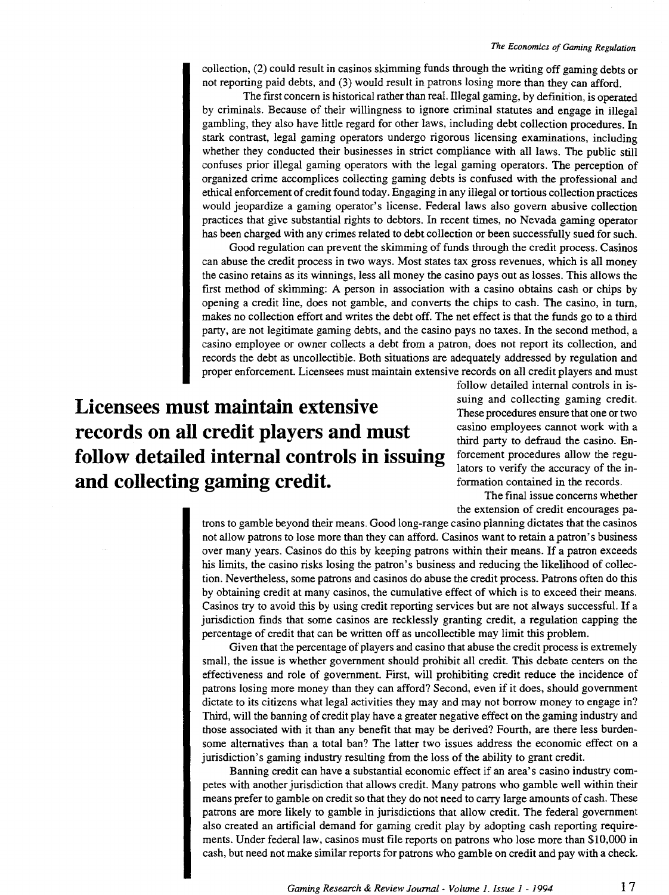collection, (2) could result in casinos skimming funds through the writing off gaming debts or not reporting paid debts, and (3) would result in patrons losing more than they can afford.

The first concern is historical rather than real. Illegal gaming, by definition, is operated by criminals. Because of their willingness to ignore criminal statutes and engage in illegal gambling, they also have little regard for other laws, including debt collection procedures. In stark contrast, legal gaming operators undergo rigorous licensing examinations, including whether they conducted their businesses in strict compliance with all laws. The public still confuses prior illegal gaming operators with the legal gaming operators. The perception of organized crime accomplices collecting gaming debts is confused with the professional and ethical enforcement of credit found today. Engaging in any illegal or tortious collection practices would jeopardize a gaming operator's license. Federal laws also govern abusive collection practices that give substantial rights to debtors. In recent times, no Nevada gaming operator has been charged with any crimes related to debt collection or been successfully sued for such.

Good regulation can prevent the skimming of funds through the credit process. Casinos can abuse the credit process in two ways. Most states tax gross revenues, which is all money the casino retains as its winnings, less all money the casino pays out as losses. This allows the first method of skimming: A person in association with a casino obtains cash or chips by opening a credit line, does not gamble, and converts the chips to cash. The casino, in turn, makes no collection effort and writes the debt off. The net effect is that the funds go to a third party, are not legitimate gaming debts, and the casino pays no taxes. In the second method, a casino employee or owner collects a debt from a patron, does not report its collection, and records the debt as uncollectible. Both situations are adequately addressed by regulation and proper enforcement. Licensees must maintain extensive records on all credit players and must follow detailed internal controls in issuing and collecting gaming credit. These procedures ensure that one or two casino employees cannot work with a third party to defraud the casino. Enforcement procedures allow the regulators to verify the accuracy of the information contained in the records.

**Licensees must maintain extensive records on all credit players and must follow detailed internal controls in issuing and collecting gaming credit.**

The final issue concerns whether the extension of credit encourages patrons to gamble beyond their means. Good long-range casino planning dictates that the casinos not allow patrons to lose more than they can afford. Casinos want to retain a patron's business over many years. Casinos do this by keeping patrons within their means. If a patron exceeds his limits, the casino risks losing the patron's business and reducing the likelihood of collection. Nevertheless, some patrons and casinos do abuse the credit process. Patrons often do this by obtaining credit at many casinos, the cumulative effect of which is to exceed their means. Casinos try to avoid this by using credit reporting services but are not always successful. If a jurisdiction finds that some casinos are recklessly granting credit, a regulation capping the percentage of credit that can be written off as uncollectible may limit this problem.

Given that the percentage of players and casino that abuse the credit process is extremely small, the issue is whether government should prohibit all credit. This debate centers on the effectiveness and role of government. First, will prohibiting credit reduce the incidence of patrons losing more money than they can afford? Second, even if it does, should government dictate to its citizens what legal activities they may and may not borrow money to engage in? Third, will the banning of credit play have a greater negative effect on the gaming industry and those associated with it than any benefit that may be derived? Fourth, are there less burdensome alternatives than a total ban? The latter two issues address the economic effect on a jurisdiction's gaming industry resulting from the loss of the ability to grant credit.

Banning credit can have a substantial economic effect if an area's casino industry competes with another jurisdiction that allows credit. Many patrons who gamble well within their means prefer to gamble on credit so that they do not need to carry large amounts of cash. These patrons are more likely to gamble in jurisdictions that allow credit. The federal government also created an artificial demand for gaming credit play by adopting cash reporting requirements. Under federal law, casinos must file reports on patrons who lose more than $10,000 in cash, but need not make similar reports for patrons who gamble on credit and pay with a check.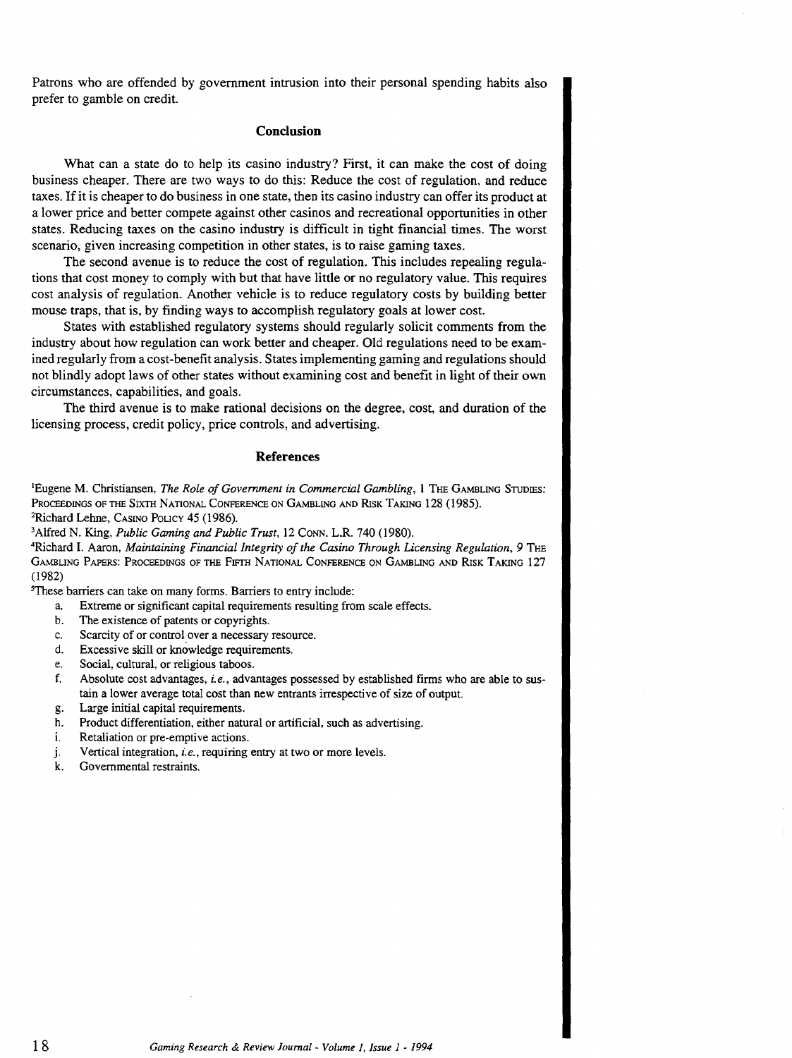Patrons who are offended by government intrusion into their personal spending habits also prefer to gamble on credit.

## Conclusion

What can a state do to help its casino industry? First, it can make the cost of doing business cheaper. There are two ways to do this: Reduce the cost of regulation, and reduce taxes. If it is cheaper to do business in one state, then its casino industry can offer its product at a lower price and better compete against other casinos and recreational opportunities in other states. Reducing taxes on the casino industry is difficult in tight financial times. The worst scenario, given increasing competition in other states, is to raise gaming taxes.

The second avenue is to reduce the cost of regulation. This includes repealing regulations that cost money to comply with but that have little or no regulatory value. This requires cost analysis of regulation. Another vehicle is to reduce regulatory costs by building better mouse traps, that is, by finding ways to accomplish regulatory goals at lower cost.

States with established regulatory systems should regularly solicit comments from the industry about how regulation can work better and cheaper. Old regulations need to be examined regularly from a cost-benefit analysis. States implementing gaming and regulations should not blindly adopt laws of other states without examining cost and benefit in light of their own circumstances, capabilities, and goals.

The third avenue is to make rational decisions on the degree, cost, and duration of the licensing process, credit policy, price controls, and advertising.

## References

[1]Eugene M. Christiansen, *The Role of Government in Commercial Gambling*, 1 THE GAMBLING STUDIES: PROCEEDINGS OF THE SIXTH NATIONAL CONFERENCE ON GAMBLING AND RISK TAKING 128 (1985).

[2]Richard Lehne, CASINO POLICY 45 (1986).

[3]Alfred N. King, *Public Gaming and Public Trust*, 12 CONN. L.R. 740 (1980).

[4]Richard I. Aaron, *Maintaining Financial Integrity of the Casino Through Licensing Regulation*, 9 THE GAMBLING PAPERS: PROCEEDINGS OF THE FIFTH NATIONAL CONFERENCE ON GAMBLING AND RISK TAKING 127 (1982)

[5]These barriers can take on many forms. Barriers to entry include:

a. Extreme or significant capital requirements resulting from scale effects.
b. The existence of patents or copyrights.
c. Scarcity of or control over a necessary resource.
d. Excessive skill or knowledge requirements.
e. Social, cultural, or religious taboos.
f. Absolute cost advantages, *i.e.*, advantages possessed by established firms who are able to sustain a lower average total cost than new entrants irrespective of size of output.
g. Large initial capital requirements.
h. Product differentiation, either natural or artificial, such as advertising.
i. Retaliation or pre-emptive actions.
j. Vertical integration, *i.e.*, requiring entry at two or more levels.
k. Governmental restraints.